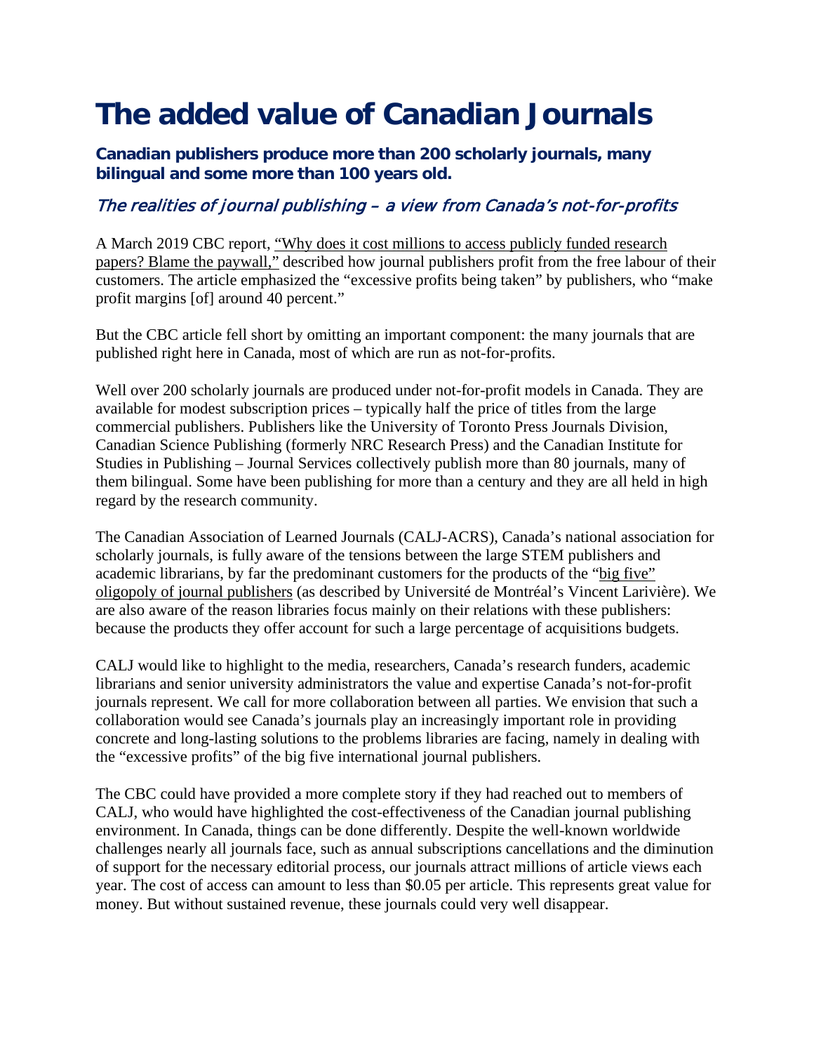# The added value of Canadian Journals

### Canadian publishers produce more than 200 scholarly journals, many bilingual and some more than 100 years old.

## *The realities of journal publishing – a view from Canada's not-for-profits*

A March 2019 CBC report, "Why does it cost millions to access publicly funded research papers? Blame the paywall," described how journal publishers profit from the free labour of their customers. The article emphasized the "excessive profits being taken" by publishers, who "make profit margins [of] around 40 percent."

But the CBC article fell short by omitting an important component: the many journals that are published right here in Canada, most of which are run as not-for-profits.

Well over 200 scholarly journals are produced under not-for-profit models in Canada. They are available for modest subscription prices – typically half the price of titles from the large commercial publishers. Publishers like the University of Toronto Press Journals Division, Canadian Science Publishing (formerly NRC Research Press) and the Canadian Institute for Studies in Publishing – Journal Services collectively publish more than 80 journals, many of them bilingual. Some have been publishing for more than a century and they are all held in high regard by the research community.

The Canadian Association of Learned Journals (CALJ-ACRS), Canada's national association for scholarly journals, is fully aware of the tensions between the large STEM publishers and academic librarians, by far the predominant customers for the products of the "big five" oligopoly of journal publishers (as described by Université de Montréal's Vincent Larivière). We are also aware of the reason libraries focus mainly on their relations with these publishers: because the products they offer account for such a large percentage of acquisitions budgets.

CALJ would like to highlight to the media, researchers, Canada's research funders, academic librarians and senior university administrators the value and expertise Canada's not-for-profit journals represent. We call for more collaboration between all parties. We envision that such a collaboration would see Canada's journals play an increasingly important role in providing concrete and long-lasting solutions to the problems libraries are facing, namely in dealing with the "excessive profits" of the big five international journal publishers.

The CBC could have provided a more complete story if they had reached out to members of CALJ, who would have highlighted the cost-effectiveness of the Canadian journal publishing environment. In Canada, things can be done differently. Despite the well-known worldwide challenges nearly all journals face, such as annual subscriptions cancellations and the diminution of support for the necessary editorial process, our journals attract millions of article views each year. The cost of access can amount to less than $0.05 per article. This represents great value for money. But without sustained revenue, these journals could very well disappear.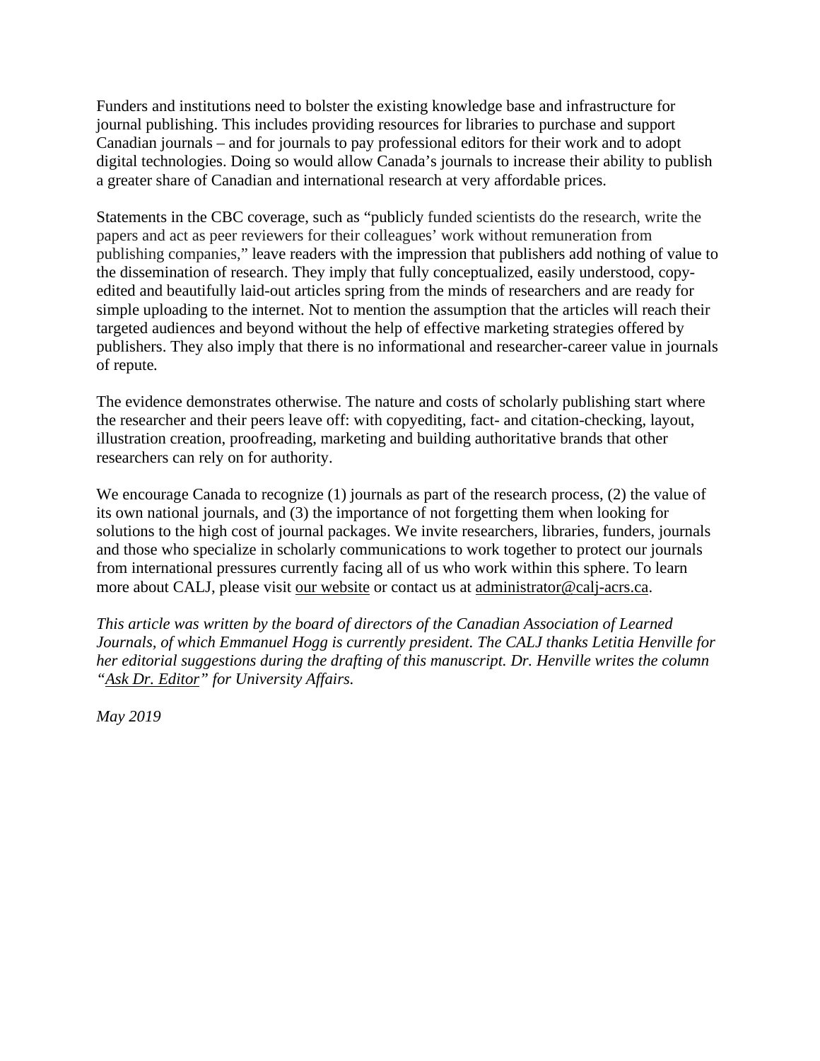Funders and institutions need to bolster the existing knowledge base and infrastructure for journal publishing. This includes providing resources for libraries to purchase and support Canadian journals – and for journals to pay professional editors for their work and to adopt digital technologies. Doing so would allow Canada's journals to increase their ability to publish a greater share of Canadian and international research at very affordable prices.

Statements in the CBC coverage, such as "publicly funded scientists do the research, write the papers and act as peer reviewers for their colleagues' work without remuneration from publishing companies," leave readers with the impression that publishers add nothing of value to the dissemination of research. They imply that fully conceptualized, easily understood, copy-edited and beautifully laid-out articles spring from the minds of researchers and are ready for simple uploading to the internet. Not to mention the assumption that the articles will reach their targeted audiences and beyond without the help of effective marketing strategies offered by publishers. They also imply that there is no informational and researcher-career value in journals of repute.

The evidence demonstrates otherwise. The nature and costs of scholarly publishing start where the researcher and their peers leave off: with copyediting, fact- and citation-checking, layout, illustration creation, proofreading, marketing and building authoritative brands that other researchers can rely on for authority.

We encourage Canada to recognize (1) journals as part of the research process, (2) the value of its own national journals, and (3) the importance of not forgetting them when looking for solutions to the high cost of journal packages. We invite researchers, libraries, funders, journals and those who specialize in scholarly communications to work together to protect our journals from international pressures currently facing all of us who work within this sphere. To learn more about CALJ, please visit our website or contact us at administrator@calj-acrs.ca.

*This article was written by the board of directors of the Canadian Association of Learned Journals, of which Emmanuel Hogg is currently president. The CALJ thanks Letitia Henville for her editorial suggestions during the drafting of this manuscript. Dr. Henville writes the column "Ask Dr. Editor" for University Affairs.*

*May 2019*